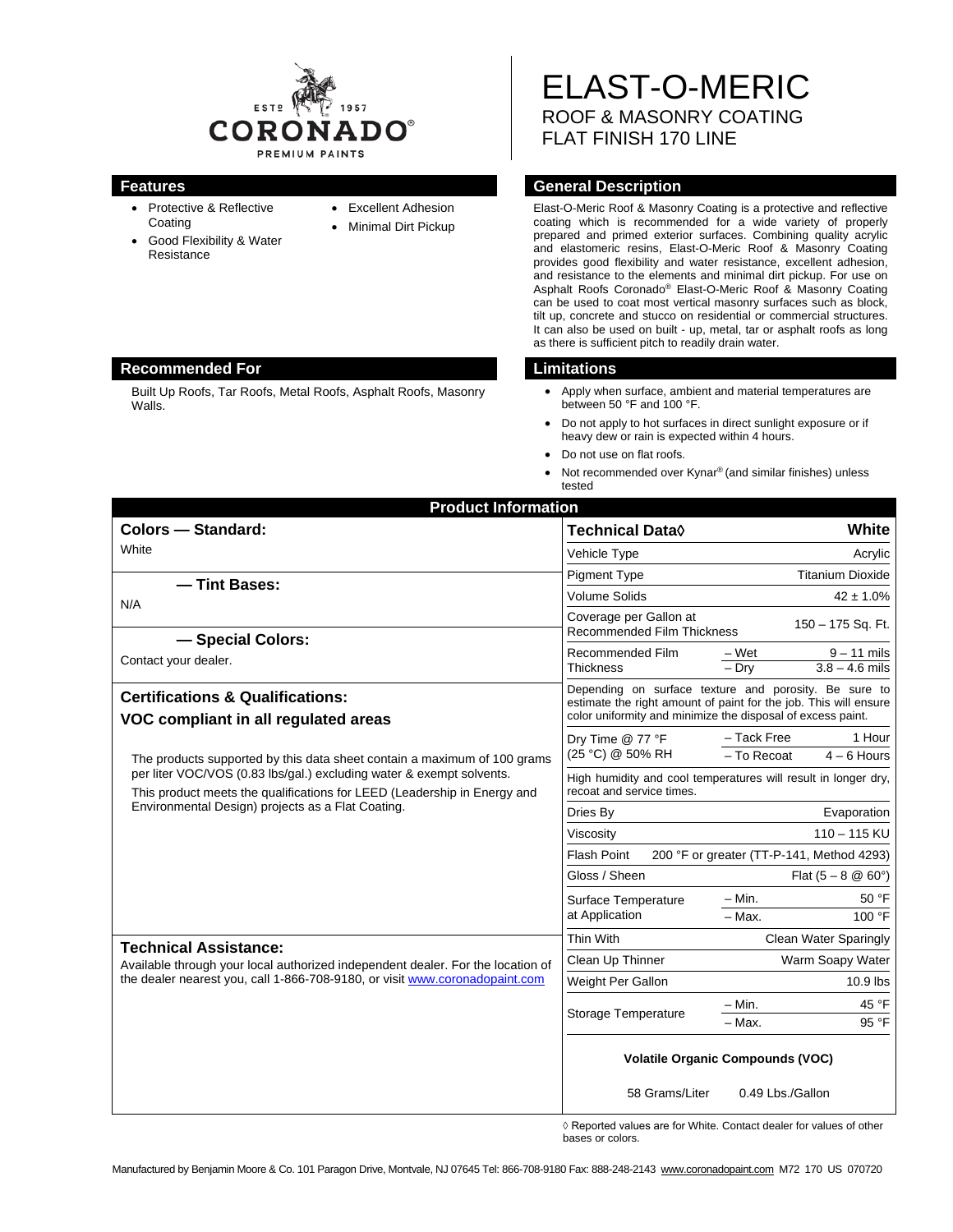# ELAST-O-MERIC

ROOF & MASONRY COATING
FLAT FINISH 170 LINE

## Features

- Protective & Reflective Coating
- Good Flexibility & Water Resistance
- Excellent Adhesion
- Minimal Dirt Pickup

## General Description

Elast-O-Meric Roof & Masonry Coating is a protective and reflective coating which is recommended for a wide variety of properly prepared and primed exterior surfaces. Combining quality acrylic and elastomeric resins, Elast-O-Meric Roof & Masonry Coating provides good flexibility and water resistance, excellent adhesion, and resistance to the elements and minimal dirt pickup. For use on Asphalt Roofs Coronado® Elast-O-Meric Roof & Masonry Coating can be used to coat most vertical masonry surfaces such as block, tilt up, concrete and stucco on residential or commercial structures. It can also be used on built - up, metal, tar or asphalt roofs as long as there is sufficient pitch to readily drain water.

## Recommended For

Built Up Roofs, Tar Roofs, Metal Roofs, Asphalt Roofs, Masonry Walls.

## Limitations

- Apply when surface, ambient and material temperatures are between 50 °F and 100 °F.
- Do not apply to hot surfaces in direct sunlight exposure or if heavy dew or rain is expected within 4 hours.
- Do not use on flat roofs.
- Not recommended over Kynar® (and similar finishes) unless tested

## Product Information

### Colors — Standard:

White

### — Tint Bases:

N/A

### — Special Colors:

Contact your dealer.

### Certifications & Qualifications:

**VOC compliant in all regulated areas**

The products supported by this data sheet contain a maximum of 100 grams per liter VOC/VOS (0.83 lbs/gal.) excluding water & exempt solvents.

This product meets the qualifications for LEED (Leadership in Energy and Environmental Design) projects as a Flat Coating.

### Technical Assistance:

Available through your local authorized independent dealer. For the location of the dealer nearest you, call 1-866-708-9180, or visit www.coronadopaint.com

| Technical Data◊ | | White |
|---|---|---|
| Vehicle Type | | Acrylic |
| Pigment Type | | Titanium Dioxide |
| Volume Solids | | 42 ± 1.0% |
| Coverage per Gallon at Recommended Film Thickness | | 150 – 175 Sq. Ft. |
| Recommended Film Thickness | – Wet | 9 – 11 mils |
| | – Dry | 3.8 – 4.6 mils |
| Depending on surface texture and porosity. Be sure to estimate the right amount of paint for the job. This will ensure color uniformity and minimize the disposal of excess paint. | | |
| Dry Time @ 77 °F (25 °C) @ 50% RH | – Tack Free | 1 Hour |
| | – To Recoat | 4 – 6 Hours |
| High humidity and cool temperatures will result in longer dry, recoat and service times. | | |
| Dries By | | Evaporation |
| Viscosity | | 110 – 115 KU |
| Flash Point | | 200 °F or greater (TT-P-141, Method 4293) |
| Gloss / Sheen | | Flat (5 – 8 @ 60°) |
| Surface Temperature at Application | – Min. | 50 °F |
| | – Max. | 100 °F |
| Thin With | | Clean Water Sparingly |
| Clean Up Thinner | | Warm Soapy Water |
| Weight Per Gallon | | 10.9 lbs |
| Storage Temperature | – Min. | 45 °F |
| | – Max. | 95 °F |

**Volatile Organic Compounds (VOC)**

58 Grams/Liter 0.49 Lbs./Gallon

◊ Reported values are for White. Contact dealer for values of other bases or colors.

Manufactured by Benjamin Moore & Co. 101 Paragon Drive, Montvale, NJ 07645 Tel: 866-708-9180 Fax: 888-248-2143 www.coronadopaint.com M72 170 US 070720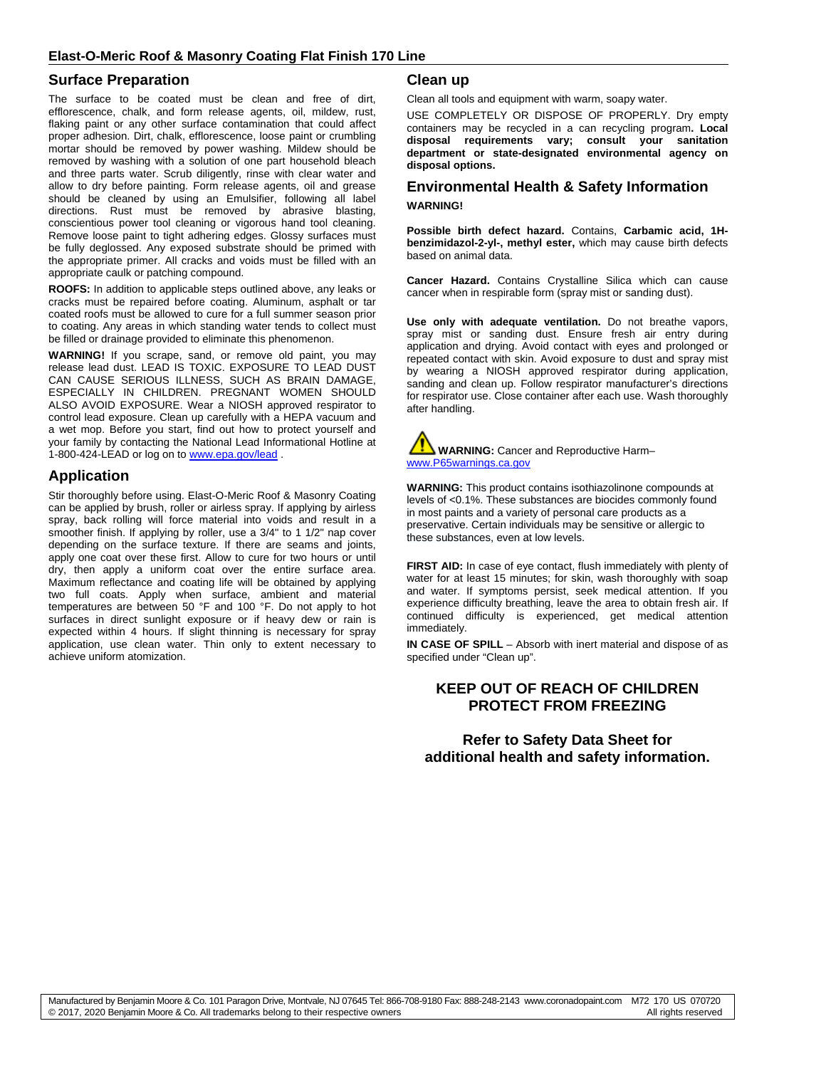# Elast-O-Meric Roof & Masonry Coating Flat Finish 170 Line

## Surface Preparation

The surface to be coated must be clean and free of dirt, efflorescence, chalk, and form release agents, oil, mildew, rust, flaking paint or any other surface contamination that could affect proper adhesion. Dirt, chalk, efflorescence, loose paint or crumbling mortar should be removed by power washing. Mildew should be removed by washing with a solution of one part household bleach and three parts water. Scrub diligently, rinse with clear water and allow to dry before painting. Form release agents, oil and grease should be cleaned by using an Emulsifier, following all label directions. Rust must be removed by abrasive blasting, conscientious power tool cleaning or vigorous hand tool cleaning. Remove loose paint to tight adhering edges. Glossy surfaces must be fully deglossed. Any exposed substrate should be primed with the appropriate primer. All cracks and voids must be filled with an appropriate caulk or patching compound.

**ROOFS:** In addition to applicable steps outlined above, any leaks or cracks must be repaired before coating. Aluminum, asphalt or tar coated roofs must be allowed to cure for a full summer season prior to coating. Any areas in which standing water tends to collect must be filled or drainage provided to eliminate this phenomenon.

**WARNING!** If you scrape, sand, or remove old paint, you may release lead dust. LEAD IS TOXIC. EXPOSURE TO LEAD DUST CAN CAUSE SERIOUS ILLNESS, SUCH AS BRAIN DAMAGE, ESPECIALLY IN CHILDREN. PREGNANT WOMEN SHOULD ALSO AVOID EXPOSURE. Wear a NIOSH approved respirator to control lead exposure. Clean up carefully with a HEPA vacuum and a wet mop. Before you start, find out how to protect yourself and your family by contacting the National Lead Informational Hotline at 1-800-424-LEAD or log on to www.epa.gov/lead .

## Application

Stir thoroughly before using. Elast-O-Meric Roof & Masonry Coating can be applied by brush, roller or airless spray. If applying by airless spray, back rolling will force material into voids and result in a smoother finish. If applying by roller, use a 3/4" to 1 1/2" nap cover depending on the surface texture. If there are seams and joints, apply one coat over these first. Allow to cure for two hours or until dry, then apply a uniform coat over the entire surface area. Maximum reflectance and coating life will be obtained by applying two full coats. Apply when surface, ambient and material temperatures are between 50 °F and 100 °F. Do not apply to hot surfaces in direct sunlight exposure or if heavy dew or rain is expected within 4 hours. If slight thinning is necessary for spray application, use clean water. Thin only to extent necessary to achieve uniform atomization.

## Clean up

Clean all tools and equipment with warm, soapy water.

USE COMPLETELY OR DISPOSE OF PROPERLY. Dry empty containers may be recycled in a can recycling program**. Local disposal requirements vary; consult your sanitation department or state-designated environmental agency on disposal options.**

## Environmental Health & Safety Information

**WARNING!**

**Possible birth defect hazard.** Contains, **Carbamic acid, 1H-benzimidazol-2-yl-, methyl ester,** which may cause birth defects based on animal data.

**Cancer Hazard.** Contains Crystalline Silica which can cause cancer when in respirable form (spray mist or sanding dust).

**Use only with adequate ventilation.** Do not breathe vapors, spray mist or sanding dust. Ensure fresh air entry during application and drying. Avoid contact with eyes and prolonged or repeated contact with skin. Avoid exposure to dust and spray mist by wearing a NIOSH approved respirator during application, sanding and clean up. Follow respirator manufacturer's directions for respirator use. Close container after each use. Wash thoroughly after handling.

**WARNING:** Cancer and Reproductive Harm– www.P65warnings.ca.gov

**WARNING:** This product contains isothiazolinone compounds at levels of <0.1%. These substances are biocides commonly found in most paints and a variety of personal care products as a preservative. Certain individuals may be sensitive or allergic to these substances, even at low levels.

**FIRST AID:** In case of eye contact, flush immediately with plenty of water for at least 15 minutes; for skin, wash thoroughly with soap and water. If symptoms persist, seek medical attention. If you experience difficulty breathing, leave the area to obtain fresh air. If continued difficulty is experienced, get medical attention immediately.

**IN CASE OF SPILL** – Absorb with inert material and dispose of as specified under "Clean up".

**KEEP OUT OF REACH OF CHILDREN**
**PROTECT FROM FREEZING**

**Refer to Safety Data Sheet for additional health and safety information.**

Manufactured by Benjamin Moore & Co. 101 Paragon Drive, Montvale, NJ 07645 Tel: 866-708-9180 Fax: 888-248-2143 www.coronadopaint.com M72 170 US 070720
© 2017, 2020 Benjamin Moore & Co. All trademarks belong to their respective owners All rights reserved